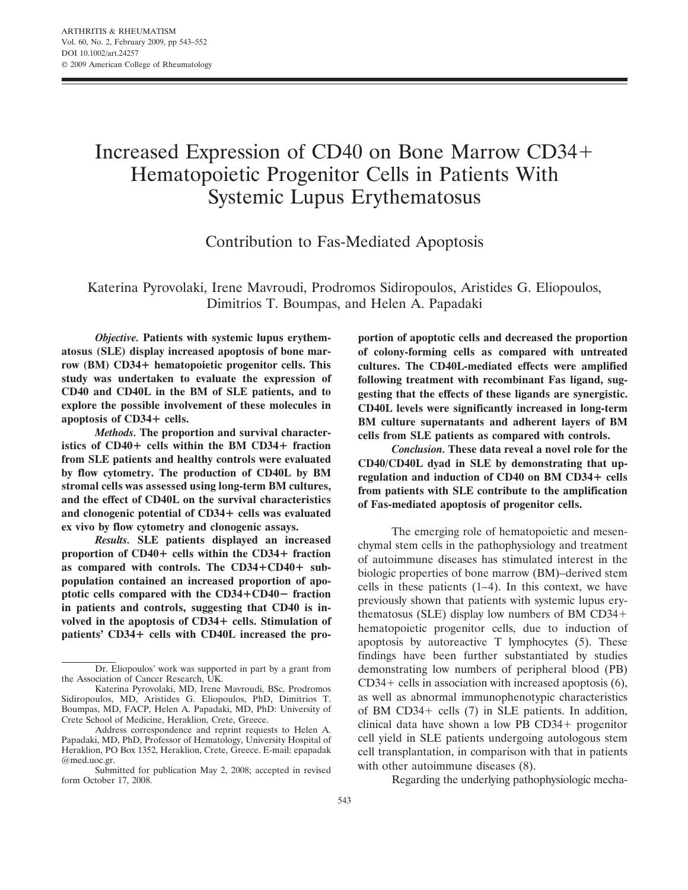# Increased Expression of CD40 on Bone Marrow CD34+ Hematopoietic Progenitor Cells in Patients With Systemic Lupus Erythematosus

## Contribution to Fas-Mediated Apoptosis

Katerina Pyrovolaki, Irene Mavroudi, Prodromos Sidiropoulos, Aristides G. Eliopoulos, Dimitrios T. Boumpas, and Helen A. Papadaki

***Objective.*** **Patients with systemic lupus erythematosus (SLE) display increased apoptosis of bone marrow (BM) CD34+ hematopoietic progenitor cells. This study was undertaken to evaluate the expression of CD40 and CD40L in the BM of SLE patients, and to explore the possible involvement of these molecules in apoptosis of CD34+ cells.**

***Methods.*** **The proportion and survival characteristics of CD40+ cells within the BM CD34+ fraction from SLE patients and healthy controls were evaluated by flow cytometry. The production of CD40L by BM stromal cells was assessed using long-term BM cultures, and the effect of CD40L on the survival characteristics and clonogenic potential of CD34+ cells was evaluated ex vivo by flow cytometry and clonogenic assays.**

***Results.*** **SLE patients displayed an increased proportion of CD40+ cells within the CD34+ fraction as compared with controls. The CD34+CD40+ subpopulation contained an increased proportion of apoptotic cells compared with the CD34+CD40− fraction in patients and controls, suggesting that CD40 is involved in the apoptosis of CD34+ cells. Stimulation of patients' CD34+ cells with CD40L increased the proportion of apoptotic cells and decreased the proportion of colony-forming cells as compared with untreated cultures. The CD40L-mediated effects were amplified following treatment with recombinant Fas ligand, suggesting that the effects of these ligands are synergistic. CD40L levels were significantly increased in long-term BM culture supernatants and adherent layers of BM cells from SLE patients as compared with controls.**

***Conclusion.*** **These data reveal a novel role for the CD40/CD40L dyad in SLE by demonstrating that upregulation and induction of CD40 on BM CD34+ cells from patients with SLE contribute to the amplification of Fas-mediated apoptosis of progenitor cells.**

The emerging role of hematopoietic and mesenchymal stem cells in the pathophysiology and treatment of autoimmune diseases has stimulated interest in the biologic properties of bone marrow (BM)–derived stem cells in these patients (1–4). In this context, we have previously shown that patients with systemic lupus erythematosus (SLE) display low numbers of BM CD34+ hematopoietic progenitor cells, due to induction of apoptosis by autoreactive T lymphocytes (5). These findings have been further substantiated by studies demonstrating low numbers of peripheral blood (PB) CD34+ cells in association with increased apoptosis (6), as well as abnormal immunophenotypic characteristics of BM CD34+ cells (7) in SLE patients. In addition, clinical data have shown a low PB CD34+ progenitor cell yield in SLE patients undergoing autologous stem cell transplantation, in comparison with that in patients with other autoimmune diseases (8).

Regarding the underlying pathophysiologic mecha-

---

Dr. Eliopoulos' work was supported in part by a grant from the Association of Cancer Research, UK.

Katerina Pyrovolaki, MD, Irene Mavroudi, BSc, Prodromos Sidiropoulos, MD, Aristides G. Eliopoulos, PhD, Dimitrios T. Boumpas, MD, FACP, Helen A. Papadaki, MD, PhD: University of Crete School of Medicine, Heraklion, Crete, Greece.

Address correspondence and reprint requests to Helen A. Papadaki, MD, PhD, Professor of Hematology, University Hospital of Heraklion, PO Box 1352, Heraklion, Crete, Greece. E-mail: epapadak@med.uoc.gr.

Submitted for publication May 2, 2008; accepted in revised form October 17, 2008.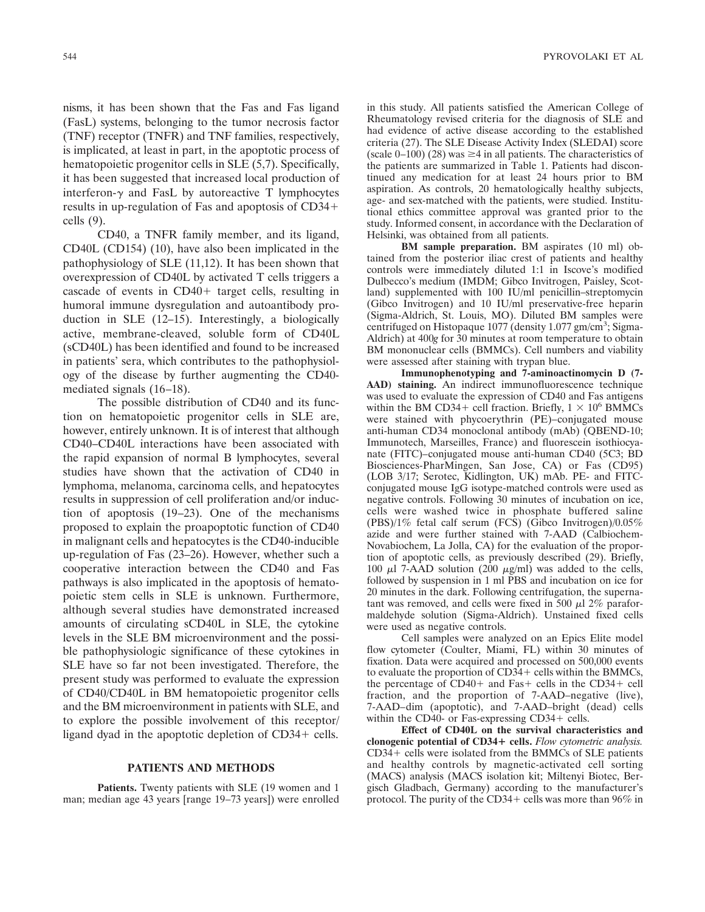nisms, it has been shown that the Fas and Fas ligand (FasL) systems, belonging to the tumor necrosis factor (TNF) receptor (TNFR) and TNF families, respectively, is implicated, at least in part, in the apoptotic process of hematopoietic progenitor cells in SLE (5,7). Specifically, it has been suggested that increased local production of interferon-γ and FasL by autoreactive T lymphocytes results in up-regulation of Fas and apoptosis of CD34+ cells (9).

CD40, a TNFR family member, and its ligand, CD40L (CD154) (10), have also been implicated in the pathophysiology of SLE (11,12). It has been shown that overexpression of CD40L by activated T cells triggers a cascade of events in CD40+ target cells, resulting in humoral immune dysregulation and autoantibody production in SLE (12–15). Interestingly, a biologically active, membrane-cleaved, soluble form of CD40L (sCD40L) has been identified and found to be increased in patients' sera, which contributes to the pathophysiology of the disease by further augmenting the CD40-mediated signals (16–18).

The possible distribution of CD40 and its function on hematopoietic progenitor cells in SLE are, however, entirely unknown. It is of interest that although CD40–CD40L interactions have been associated with the rapid expansion of normal B lymphocytes, several studies have shown that the activation of CD40 in lymphoma, melanoma, carcinoma cells, and hepatocytes results in suppression of cell proliferation and/or induction of apoptosis (19–23). One of the mechanisms proposed to explain the proapoptotic function of CD40 in malignant cells and hepatocytes is the CD40-inducible up-regulation of Fas (23–26). However, whether such a cooperative interaction between the CD40 and Fas pathways is also implicated in the apoptosis of hematopoietic stem cells in SLE is unknown. Furthermore, although several studies have demonstrated increased amounts of circulating sCD40L in SLE, the cytokine levels in the SLE BM microenvironment and the possible pathophysiologic significance of these cytokines in SLE have so far not been investigated. Therefore, the present study was performed to evaluate the expression of CD40/CD40L in BM hematopoietic progenitor cells and the BM microenvironment in patients with SLE, and to explore the possible involvement of this receptor/ligand dyad in the apoptotic depletion of CD34+ cells.

## PATIENTS AND METHODS

**Patients.** Twenty patients with SLE (19 women and 1 man; median age 43 years [range 19–73 years]) were enrolled in this study. All patients satisfied the American College of Rheumatology revised criteria for the diagnosis of SLE and had evidence of active disease according to the established criteria (27). The SLE Disease Activity Index (SLEDAI) score (scale 0–100) (28) was ≥4 in all patients. The characteristics of the patients are summarized in Table 1. Patients had discontinued any medication for at least 24 hours prior to BM aspiration. As controls, 20 hematologically healthy subjects, age- and sex-matched with the patients, were studied. Institutional ethics committee approval was granted prior to the study. Informed consent, in accordance with the Declaration of Helsinki, was obtained from all patients.

**BM sample preparation.** BM aspirates (10 ml) obtained from the posterior iliac crest of patients and healthy controls were immediately diluted 1:1 in Iscove's modified Dulbecco's medium (IMDM; Gibco Invitrogen, Paisley, Scotland) supplemented with 100 IU/ml penicillin–streptomycin (Gibco Invitrogen) and 10 IU/ml preservative-free heparin (Sigma-Aldrich, St. Louis, MO). Diluted BM samples were centrifuged on Histopaque 1077 (density 1.077 gm/cm$^3$; Sigma-Aldrich) at 400*g* for 30 minutes at room temperature to obtain BM mononuclear cells (BMMCs). Cell numbers and viability were assessed after staining with trypan blue.

**Immunophenotyping and 7-aminoactinomycin D (7-AAD) staining.** An indirect immunofluorescence technique was used to evaluate the expression of CD40 and Fas antigens within the BM CD34+ cell fraction. Briefly, $1 \times 10^6$ BMMCs were stained with phycoerythrin (PE)–conjugated mouse anti-human CD34 monoclonal antibody (mAb) (QBEND-10; Immunotech, Marseilles, France) and fluorescein isothiocyanate (FITC)–conjugated mouse anti-human CD40 (5C3; BD Biosciences-PharMingen, San Jose, CA) or Fas (CD95) (LOB 3/17; Serotec, Kidlington, UK) mAb. PE- and FITC-conjugated mouse IgG isotype-matched controls were used as negative controls. Following 30 minutes of incubation on ice, cells were washed twice in phosphate buffered saline (PBS)/1% fetal calf serum (FCS) (Gibco Invitrogen)/0.05% azide and were further stained with 7-AAD (Calbiochem-Novabiochem, La Jolla, CA) for the evaluation of the proportion of apoptotic cells, as previously described (29). Briefly, 100 μl 7-AAD solution (200 μg/ml) was added to the cells, followed by suspension in 1 ml PBS and incubation on ice for 20 minutes in the dark. Following centrifugation, the supernatant was removed, and cells were fixed in 500 μl 2% paraformaldehyde solution (Sigma-Aldrich). Unstained fixed cells were used as negative controls.

Cell samples were analyzed on an Epics Elite model flow cytometer (Coulter, Miami, FL) within 30 minutes of fixation. Data were acquired and processed on 500,000 events to evaluate the proportion of CD34+ cells within the BMMCs, the percentage of CD40+ and Fas+ cells in the CD34+ cell fraction, and the proportion of 7-AAD–negative (live), 7-AAD–dim (apoptotic), and 7-AAD–bright (dead) cells within the CD40- or Fas-expressing CD34+ cells.

**Effect of CD40L on the survival characteristics and clonogenic potential of CD34+ cells.** *Flow cytometric analysis.* CD34+ cells were isolated from the BMMCs of SLE patients and healthy controls by magnetic-activated cell sorting (MACS) analysis (MACS isolation kit; Miltenyi Biotec, Bergisch Gladbach, Germany) according to the manufacturer's protocol. The purity of the CD34+ cells was more than 96% in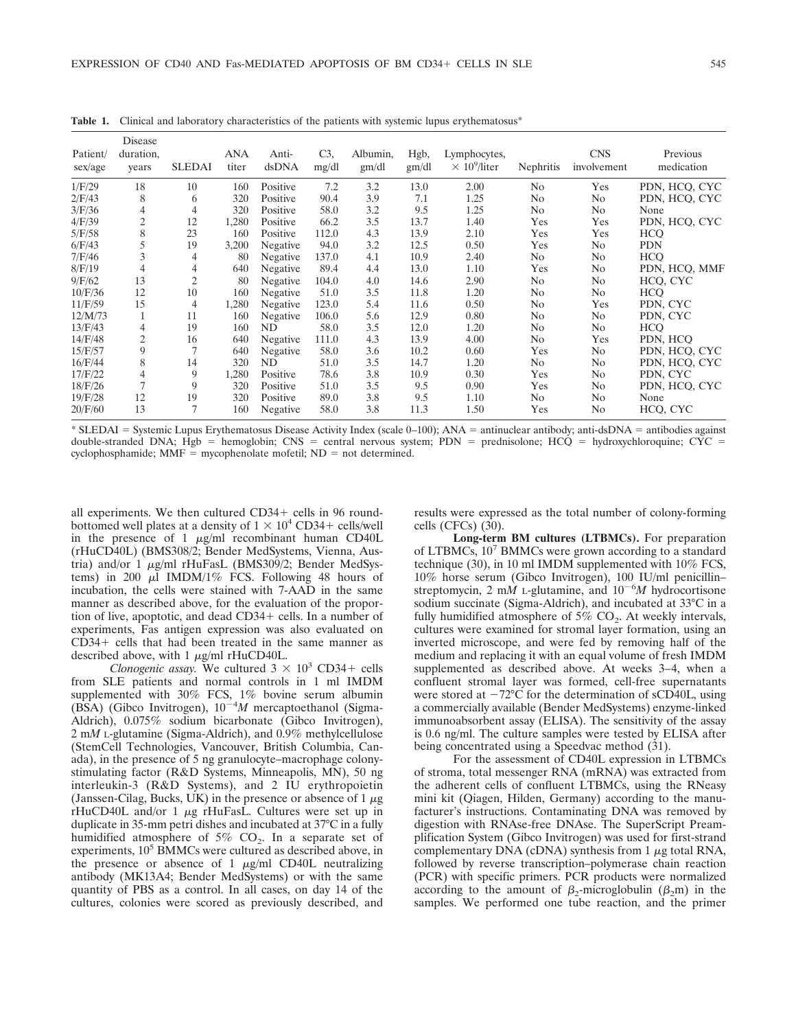**Table 1.** Clinical and laboratory characteristics of the patients with systemic lupus erythematosus*

| Patient/ sex/age | Disease duration, years | SLEDAI | ANA titer | Anti-dsDNA | C3, mg/dl | Albumin, gm/dl | Hgb, gm/dl | Lymphocytes, $\times 10^9$/liter | Nephritis | CNS involvement | Previous medication |
|---|---|---|---|---|---|---|---|---|---|---|---|
| 1/F/29 | 18 | 10 | 160 | Positive | 7.2 | 3.2 | 13.0 | 2.00 | No | Yes | PDN, HCQ, CYC |
| 2/F/43 | 8 | 6 | 320 | Positive | 90.4 | 3.9 | 7.1 | 1.25 | No | No | PDN, HCQ, CYC |
| 3/F/36 | 4 | 4 | 320 | Positive | 58.0 | 3.2 | 9.5 | 1.25 | No | No | None |
| 4/F/39 | 2 | 12 | 1,280 | Positive | 66.2 | 3.5 | 13.7 | 1.40 | Yes | Yes | PDN, HCQ, CYC |
| 5/F/58 | 8 | 23 | 160 | Positive | 112.0 | 4.3 | 13.9 | 2.10 | Yes | Yes | HCQ |
| 6/F/43 | 5 | 19 | 3,200 | Negative | 94.0 | 3.2 | 12.5 | 0.50 | Yes | No | PDN |
| 7/F/46 | 3 | 4 | 80 | Negative | 137.0 | 4.1 | 10.9 | 2.40 | No | No | HCQ |
| 8/F/19 | 4 | 4 | 640 | Negative | 89.4 | 4.4 | 13.0 | 1.10 | Yes | No | PDN, HCQ, MMF |
| 9/F/62 | 13 | 2 | 80 | Negative | 104.0 | 4.0 | 14.6 | 2.90 | No | No | HCQ, CYC |
| 10/F/36 | 12 | 10 | 160 | Negative | 51.0 | 3.5 | 11.8 | 1.20 | No | No | HCQ |
| 11/F/59 | 15 | 4 | 1,280 | Negative | 123.0 | 5.4 | 11.6 | 0.50 | No | Yes | PDN, CYC |
| 12/M/73 | 1 | 11 | 160 | Negative | 106.0 | 5.6 | 12.9 | 0.80 | No | No | PDN, CYC |
| 13/F/43 | 4 | 19 | 160 | ND | 58.0 | 3.5 | 12.0 | 1.20 | No | No | HCQ |
| 14/F/48 | 2 | 16 | 640 | Negative | 111.0 | 4.3 | 13.9 | 4.00 | No | Yes | PDN, HCQ |
| 15/F/57 | 9 | 7 | 640 | Negative | 58.0 | 3.6 | 10.2 | 0.60 | Yes | No | PDN, HCQ, CYC |
| 16/F/44 | 8 | 14 | 320 | ND | 51.0 | 3.5 | 14.7 | 1.20 | No | No | PDN, HCQ, CYC |
| 17/F/22 | 4 | 9 | 1,280 | Positive | 78.6 | 3.8 | 10.9 | 0.30 | Yes | No | PDN, CYC |
| 18/F/26 | 7 | 9 | 320 | Positive | 51.0 | 3.5 | 9.5 | 0.90 | Yes | No | PDN, HCQ, CYC |
| 19/F/28 | 12 | 19 | 320 | Positive | 89.0 | 3.8 | 9.5 | 1.10 | No | No | None |
| 20/F/60 | 13 | 7 | 160 | Negative | 58.0 | 3.8 | 11.3 | 1.50 | Yes | No | HCQ, CYC |

* SLEDAI = Systemic Lupus Erythematosus Disease Activity Index (scale 0–100); ANA = antinuclear antibody; anti-dsDNA = antibodies against double-stranded DNA; Hgb = hemoglobin; CNS = central nervous system; PDN = prednisolone; HCQ = hydroxychloroquine; CYC = cyclophosphamide; MMF = mycophenolate mofetil; ND = not determined.

all experiments. We then cultured CD34+ cells in 96 round-bottomed well plates at a density of $1 \times 10^4$ CD34+ cells/well in the presence of 1 $\mu$g/ml recombinant human CD40L (rHuCD40L) (BMS308/2; Bender MedSystems, Vienna, Austria) and/or 1 $\mu$g/ml rHuFasL (BMS309/2; Bender MedSystems) in 200 $\mu$l IMDM/1% FCS. Following 48 hours of incubation, the cells were stained with 7-AAD in the same manner as described above, for the evaluation of the proportion of live, apoptotic, and dead CD34+ cells. In a number of experiments, Fas antigen expression was also evaluated on CD34+ cells that had been treated in the same manner as described above, with 1 $\mu$g/ml rHuCD40L.

*Clonogenic assay.* We cultured $3 \times 10^3$ CD34+ cells from SLE patients and normal controls in 1 ml IMDM supplemented with 30% FCS, 1% bovine serum albumin (BSA) (Gibco Invitrogen), $10^{-4}M$ mercaptoethanol (Sigma-Aldrich), 0.075% sodium bicarbonate (Gibco Invitrogen), 2 m$M$ L-glutamine (Sigma-Aldrich), and 0.9% methylcellulose (StemCell Technologies, Vancouver, British Columbia, Canada), in the presence of 5 ng granulocyte–macrophage colony-stimulating factor (R&D Systems, Minneapolis, MN), 50 ng interleukin-3 (R&D Systems), and 2 IU erythropoietin (Janssen-Cilag, Bucks, UK) in the presence or absence of 1 $\mu$g rHuCD40L and/or 1 $\mu$g rHuFasL. Cultures were set up in duplicate in 35-mm petri dishes and incubated at 37°C in a fully humidified atmosphere of 5% $CO_2$. In a separate set of experiments, $10^5$ BMMCs were cultured as described above, in the presence or absence of 1 $\mu$g/ml CD40L neutralizing antibody (MK13A4; Bender MedSystems) or with the same quantity of PBS as a control. In all cases, on day 14 of the cultures, colonies were scored as previously described, and results were expressed as the total number of colony-forming cells (CFCs) (30).

**Long-term BM cultures (LTBMCs).** For preparation of LTBMCs, $10^7$ BMMCs were grown according to a standard technique (30), in 10 ml IMDM supplemented with 10% FCS, 10% horse serum (Gibco Invitrogen), 100 IU/ml penicillin–streptomycin, 2 m$M$ L-glutamine, and $10^{-6}M$ hydrocortisone sodium succinate (Sigma-Aldrich), and incubated at 33°C in a fully humidified atmosphere of 5% $CO_2$. At weekly intervals, cultures were examined for stromal layer formation, using an inverted microscope, and were fed by removing half of the medium and replacing it with an equal volume of fresh IMDM supplemented as described above. At weeks 3–4, when a confluent stromal layer was formed, cell-free supernatants were stored at −72°C for the determination of sCD40L, using a commercially available (Bender MedSystems) enzyme-linked immunoabsorbent assay (ELISA). The sensitivity of the assay is 0.6 ng/ml. The culture samples were tested by ELISA after being concentrated using a Speedvac method (31).

For the assessment of CD40L expression in LTBMCs of stroma, total messenger RNA (mRNA) was extracted from the adherent cells of confluent LTBMCs, using the RNeasy mini kit (Qiagen, Hilden, Germany) according to the manufacturer's instructions. Contaminating DNA was removed by digestion with RNAse-free DNAse. The SuperScript Preamplification System (Gibco Invitrogen) was used for first-strand complementary DNA (cDNA) synthesis from 1 $\mu$g total RNA, followed by reverse transcription–polymerase chain reaction (PCR) with specific primers. PCR products were normalized according to the amount of $\beta_2$-microglobulin ($\beta_2$m) in the samples. We performed one tube reaction, and the primer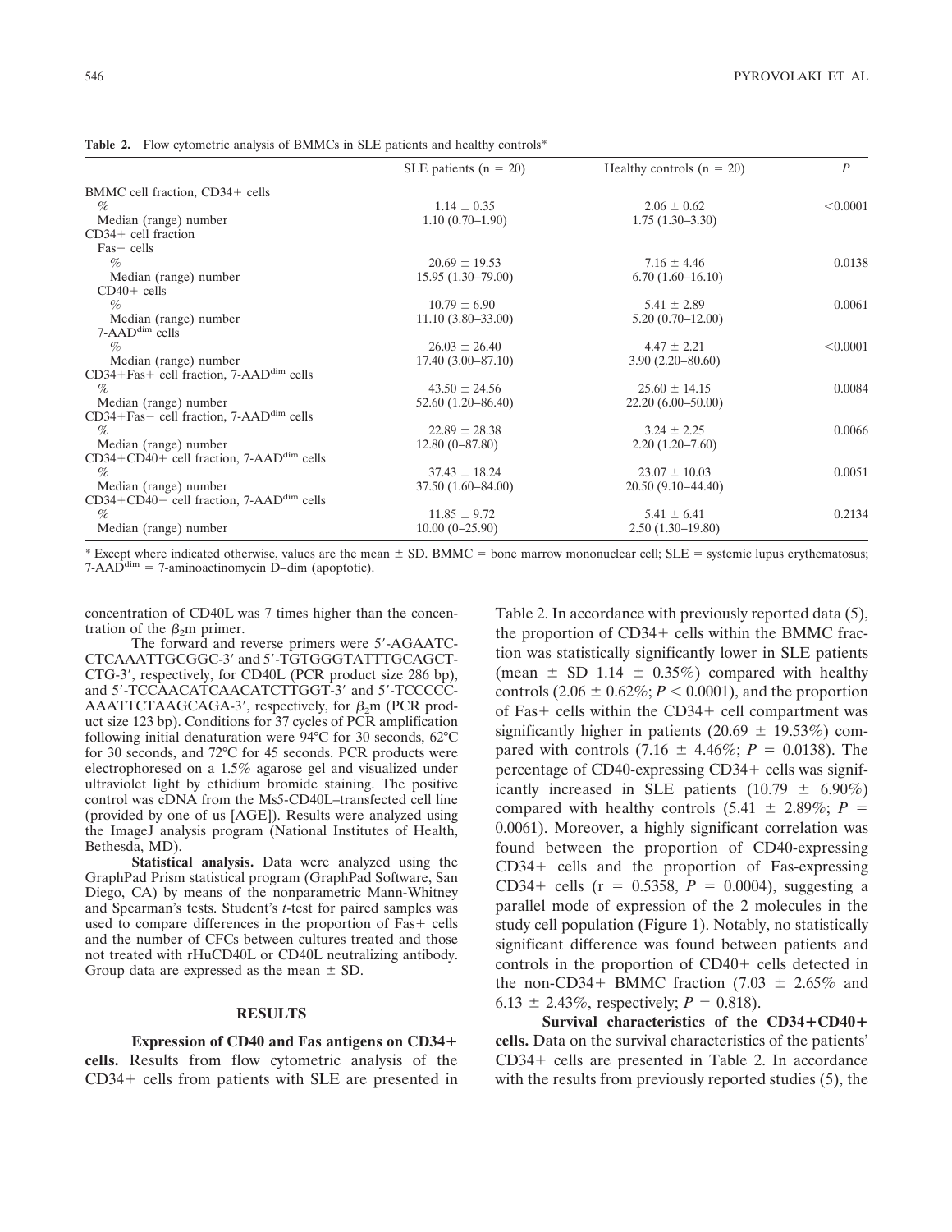**Table 2.** Flow cytometric analysis of BMMCs in SLE patients and healthy controls*

| | SLE patients (n = 20) | Healthy controls (n = 20) | *P* |
|---|---|---|---|
| BMMC cell fraction, CD34+ cells | | | |
| % | 1.14 ± 0.35 | 2.06 ± 0.62 | <0.0001 |
| Median (range) number | 1.10 (0.70–1.90) | 1.75 (1.30–3.30) | |
| CD34+ cell fraction | | | |
| Fas+ cells | | | |
| % | 20.69 ± 19.53 | 7.16 ± 4.46 | 0.0138 |
| Median (range) number | 15.95 (1.30–79.00) | 6.70 (1.60–16.10) | |
| CD40+ cells | | | |
| % | 10.79 ± 6.90 | 5.41 ± 2.89 | 0.0061 |
| Median (range) number | 11.10 (3.80–33.00) | 5.20 (0.70–12.00) | |
| 7-AAD$^{dim}$ cells | | | |
| % | 26.03 ± 26.40 | 4.47 ± 2.21 | <0.0001 |
| Median (range) number | 17.40 (3.00–87.10) | 3.90 (2.20–80.60) | |
| CD34+Fas+ cell fraction, 7-AAD$^{dim}$ cells | | | |
| % | 43.50 ± 24.56 | 25.60 ± 14.15 | 0.0084 |
| Median (range) number | 52.60 (1.20–86.40) | 22.20 (6.00–50.00) | |
| CD34+Fas− cell fraction, 7-AAD$^{dim}$ cells | | | |
| % | 22.89 ± 28.38 | 3.24 ± 2.25 | 0.0066 |
| Median (range) number | 12.80 (0–87.80) | 2.20 (1.20–7.60) | |
| CD34+CD40+ cell fraction, 7-AAD$^{dim}$ cells | | | |
| % | 37.43 ± 18.24 | 23.07 ± 10.03 | 0.0051 |
| Median (range) number | 37.50 (1.60–84.00) | 20.50 (9.10–44.40) | |
| CD34+CD40− cell fraction, 7-AAD$^{dim}$ cells | | | |
| % | 11.85 ± 9.72 | 5.41 ± 6.41 | 0.2134 |
| Median (range) number | 10.00 (0–25.90) | 2.50 (1.30–19.80) | |

* Except where indicated otherwise, values are the mean ± SD. BMMC = bone marrow mononuclear cell; SLE = systemic lupus erythematosus; 7-AAD$^{dim}$ = 7-aminoactinomycin D–dim (apoptotic).

concentration of CD40L was 7 times higher than the concentration of the $\beta_2$m primer.

The forward and reverse primers were 5′-AGAATC-CTCAAATTGCGGC-3′ and 5′-TGTGGGTATTTGCAGCT-CTG-3′, respectively, for CD40L (PCR product size 286 bp), and 5′-TCCAACATCAACATCTTGGT-3′ and 5′-TCCCCC-AAATTCTAAGCAGA-3′, respectively, for $\beta_2$m (PCR product size 123 bp). Conditions for 37 cycles of PCR amplification following initial denaturation were 94°C for 30 seconds, 62°C for 30 seconds, and 72°C for 45 seconds. PCR products were electrophoresed on a 1.5% agarose gel and visualized under ultraviolet light by ethidium bromide staining. The positive control was cDNA from the Ms5-CD40L–transfected cell line (provided by one of us [AGE]). Results were analyzed using the ImageJ analysis program (National Institutes of Health, Bethesda, MD).

**Statistical analysis.** Data were analyzed using the GraphPad Prism statistical program (GraphPad Software, San Diego, CA) by means of the nonparametric Mann-Whitney and Spearman's tests. Student's *t*-test for paired samples was used to compare differences in the proportion of Fas+ cells and the number of CFCs between cultures treated and those not treated with rHuCD40L or CD40L neutralizing antibody. Group data are expressed as the mean ± SD.

## RESULTS

**Expression of CD40 and Fas antigens on CD34+ cells.** Results from flow cytometric analysis of the CD34+ cells from patients with SLE are presented in Table 2. In accordance with previously reported data (5), the proportion of CD34+ cells within the BMMC fraction was statistically significantly lower in SLE patients (mean ± SD 1.14 ± 0.35%) compared with healthy controls (2.06 ± 0.62%; $P < 0.0001$), and the proportion of Fas+ cells within the CD34+ cell compartment was significantly higher in patients (20.69 ± 19.53%) compared with controls (7.16 ± 4.46%; $P = 0.0138$). The percentage of CD40-expressing CD34+ cells was significantly increased in SLE patients (10.79 ± 6.90%) compared with healthy controls (5.41 ± 2.89%; $P = 0.0061$). Moreover, a highly significant correlation was found between the proportion of CD40-expressing CD34+ cells and the proportion of Fas-expressing CD34+ cells ($r = 0.5358$, $P = 0.0004$), suggesting a parallel mode of expression of the 2 molecules in the study cell population (Figure 1). Notably, no statistically significant difference was found between patients and controls in the proportion of CD40+ cells detected in the non-CD34+ BMMC fraction (7.03 ± 2.65% and 6.13 ± 2.43%, respectively; $P = 0.818$).

**Survival characteristics of the CD34+CD40+ cells.** Data on the survival characteristics of the patients' CD34+ cells are presented in Table 2. In accordance with the results from previously reported studies (5), the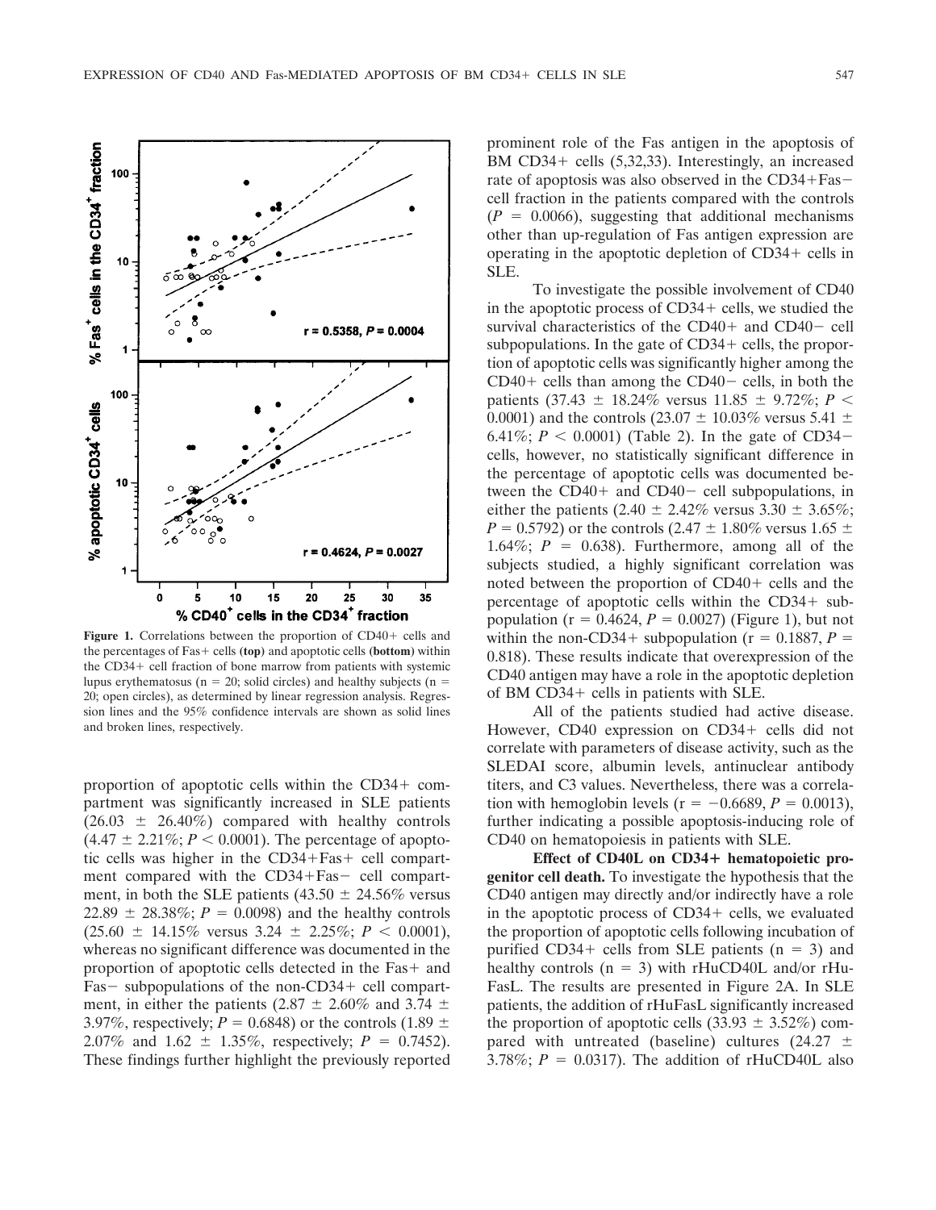**Figure 1.** Correlations between the proportion of CD40+ cells and the percentages of Fas+ cells (**top**) and apoptotic cells (**bottom**) within the CD34+ cell fraction of bone marrow from patients with systemic lupus erythematosus (n = 20; solid circles) and healthy subjects (n = 20; open circles), as determined by linear regression analysis. Regression lines and the 95% confidence intervals are shown as solid lines and broken lines, respectively.

proportion of apoptotic cells within the CD34+ compartment was significantly increased in SLE patients (26.03 ± 26.40%) compared with healthy controls (4.47 ± 2.21%; $P < 0.0001$). The percentage of apoptotic cells was higher in the CD34+Fas+ cell compartment compared with the CD34+Fas− cell compartment, in both the SLE patients (43.50 ± 24.56% versus 22.89 ± 28.38%; $P = 0.0098$) and the healthy controls (25.60 ± 14.15% versus 3.24 ± 2.25%; $P < 0.0001$), whereas no significant difference was documented in the proportion of apoptotic cells detected in the Fas+ and Fas− subpopulations of the non-CD34+ cell compartment, in either the patients (2.87 ± 2.60% and 3.74 ± 3.97%, respectively; $P = 0.6848$) or the controls (1.89 ± 2.07% and 1.62 ± 1.35%, respectively; $P = 0.7452$). These findings further highlight the previously reported prominent role of the Fas antigen in the apoptosis of BM CD34+ cells (5,32,33). Interestingly, an increased rate of apoptosis was also observed in the CD34+Fas− cell fraction in the patients compared with the controls ($P = 0.0066$), suggesting that additional mechanisms other than up-regulation of Fas antigen expression are operating in the apoptotic depletion of CD34+ cells in SLE.

To investigate the possible involvement of CD40 in the apoptotic process of CD34+ cells, we studied the survival characteristics of the CD40+ and CD40− cell subpopulations. In the gate of CD34+ cells, the proportion of apoptotic cells was significantly higher among the CD40+ cells than among the CD40− cells, in both the patients (37.43 ± 18.24% versus 11.85 ± 9.72%; $P < 0.0001$) and the controls (23.07 ± 10.03% versus 5.41 ± 6.41%; $P < 0.0001$) (Table 2). In the gate of CD34− cells, however, no statistically significant difference in the percentage of apoptotic cells was documented between the CD40+ and CD40− cell subpopulations, in either the patients (2.40 ± 2.42% versus 3.30 ± 3.65%; $P = 0.5792$) or the controls (2.47 ± 1.80% versus 1.65 ± 1.64%; $P = 0.638$). Furthermore, among all of the subjects studied, a highly significant correlation was noted between the proportion of CD40+ cells and the percentage of apoptotic cells within the CD34+ subpopulation ($r = 0.4624$, $P = 0.0027$) (Figure 1), but not within the non-CD34+ subpopulation ($r = 0.1887$, $P = 0.818$). These results indicate that overexpression of the CD40 antigen may have a role in the apoptotic depletion of BM CD34+ cells in patients with SLE.

All of the patients studied had active disease. However, CD40 expression on CD34+ cells did not correlate with parameters of disease activity, such as the SLEDAI score, albumin levels, antinuclear antibody titers, and C3 values. Nevertheless, there was a correlation with hemoglobin levels ($r = -0.6689$, $P = 0.0013$), further indicating a possible apoptosis-inducing role of CD40 on hematopoiesis in patients with SLE.

**Effect of CD40L on CD34+ hematopoietic progenitor cell death.** To investigate the hypothesis that the CD40 antigen may directly and/or indirectly have a role in the apoptotic process of CD34+ cells, we evaluated the proportion of apoptotic cells following incubation of purified CD34+ cells from SLE patients (n = 3) and healthy controls (n = 3) with rHuCD40L and/or rHuFasL. The results are presented in Figure 2A. In SLE patients, the addition of rHuFasL significantly increased the proportion of apoptotic cells (33.93 ± 3.52%) compared with untreated (baseline) cultures (24.27 ± 3.78%; $P = 0.0317$). The addition of rHuCD40L also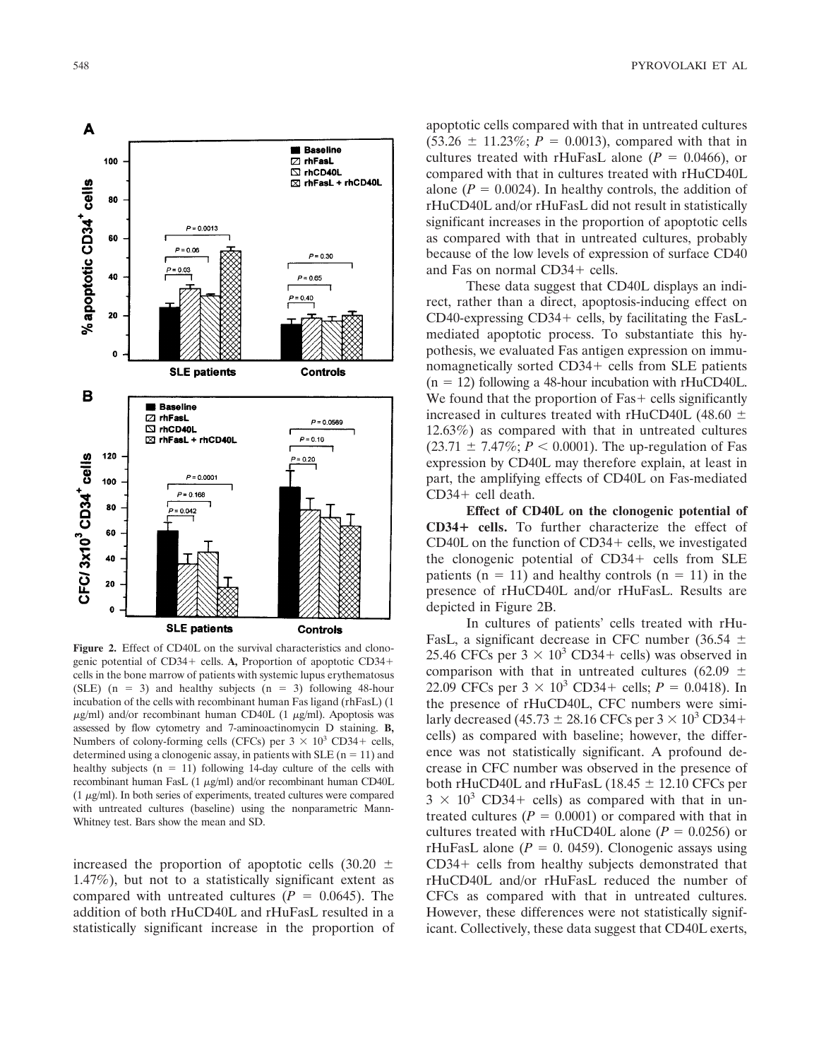**Figure 2.** Effect of CD40L on the survival characteristics and clonogenic potential of CD34+ cells. **A,** Proportion of apoptotic CD34+ cells in the bone marrow of patients with systemic lupus erythematosus (SLE) (n = 3) and healthy subjects (n = 3) following 48-hour incubation of the cells with recombinant human Fas ligand (rhFasL) (1 $\mu$g/ml) and/or recombinant human CD40L (1 $\mu$g/ml). Apoptosis was assessed by flow cytometry and 7-aminoactinomycin D staining. **B,** Numbers of colony-forming cells (CFCs) per $3 \times 10^3$ CD34+ cells, determined using a clonogenic assay, in patients with SLE (n = 11) and healthy subjects (n = 11) following 14-day culture of the cells with recombinant human FasL (1 $\mu$g/ml) and/or recombinant human CD40L (1 $\mu$g/ml). In both series of experiments, treated cultures were compared with untreated cultures (baseline) using the nonparametric Mann-Whitney test. Bars show the mean and SD.

increased the proportion of apoptotic cells (30.20 ± 1.47%), but not to a statistically significant extent as compared with untreated cultures ($P = 0.0645$). The addition of both rHuCD40L and rHuFasL resulted in a statistically significant increase in the proportion of apoptotic cells compared with that in untreated cultures (53.26 ± 11.23%; $P = 0.0013$), compared with that in cultures treated with rHuFasL alone ($P = 0.0466$), or compared with that in cultures treated with rHuCD40L alone ($P = 0.0024$). In healthy controls, the addition of rHuCD40L and/or rHuFasL did not result in statistically significant increases in the proportion of apoptotic cells as compared with that in untreated cultures, probably because of the low levels of expression of surface CD40 and Fas on normal CD34+ cells.

These data suggest that CD40L displays an indirect, rather than a direct, apoptosis-inducing effect on CD40-expressing CD34+ cells, by facilitating the FasL-mediated apoptotic process. To substantiate this hypothesis, we evaluated Fas antigen expression on immunomagnetically sorted CD34+ cells from SLE patients (n = 12) following a 48-hour incubation with rHuCD40L. We found that the proportion of Fas+ cells significantly increased in cultures treated with rHuCD40L (48.60 ± 12.63%) as compared with that in untreated cultures (23.71 ± 7.47%; $P < 0.0001$). The up-regulation of Fas expression by CD40L may therefore explain, at least in part, the amplifying effects of CD40L on Fas-mediated CD34+ cell death.

**Effect of CD40L on the clonogenic potential of CD34+ cells.** To further characterize the effect of CD40L on the function of CD34+ cells, we investigated the clonogenic potential of CD34+ cells from SLE patients (n = 11) and healthy controls (n = 11) in the presence of rHuCD40L and/or rHuFasL. Results are depicted in Figure 2B.

In cultures of patients' cells treated with rHuFasL, a significant decrease in CFC number (36.54 ± 25.46 CFCs per $3 \times 10^3$ CD34+ cells) was observed in comparison with that in untreated cultures (62.09 ± 22.09 CFCs per $3 \times 10^3$ CD34+ cells; $P = 0.0418$). In the presence of rHuCD40L, CFC numbers were similarly decreased (45.73 ± 28.16 CFCs per $3 \times 10^3$ CD34+ cells) as compared with baseline; however, the difference was not statistically significant. A profound decrease in CFC number was observed in the presence of both rHuCD40L and rHuFasL (18.45 ± 12.10 CFCs per $3 \times 10^3$ CD34+ cells) as compared with that in untreated cultures ($P = 0.0001$) or compared with that in cultures treated with rHuCD40L alone ($P = 0.0256$) or rHuFasL alone ($P = 0.0459$). Clonogenic assays using CD34+ cells from healthy subjects demonstrated that rHuCD40L and/or rHuFasL reduced the number of CFCs as compared with that in untreated cultures. However, these differences were not statistically significant. Collectively, these data suggest that CD40L exerts,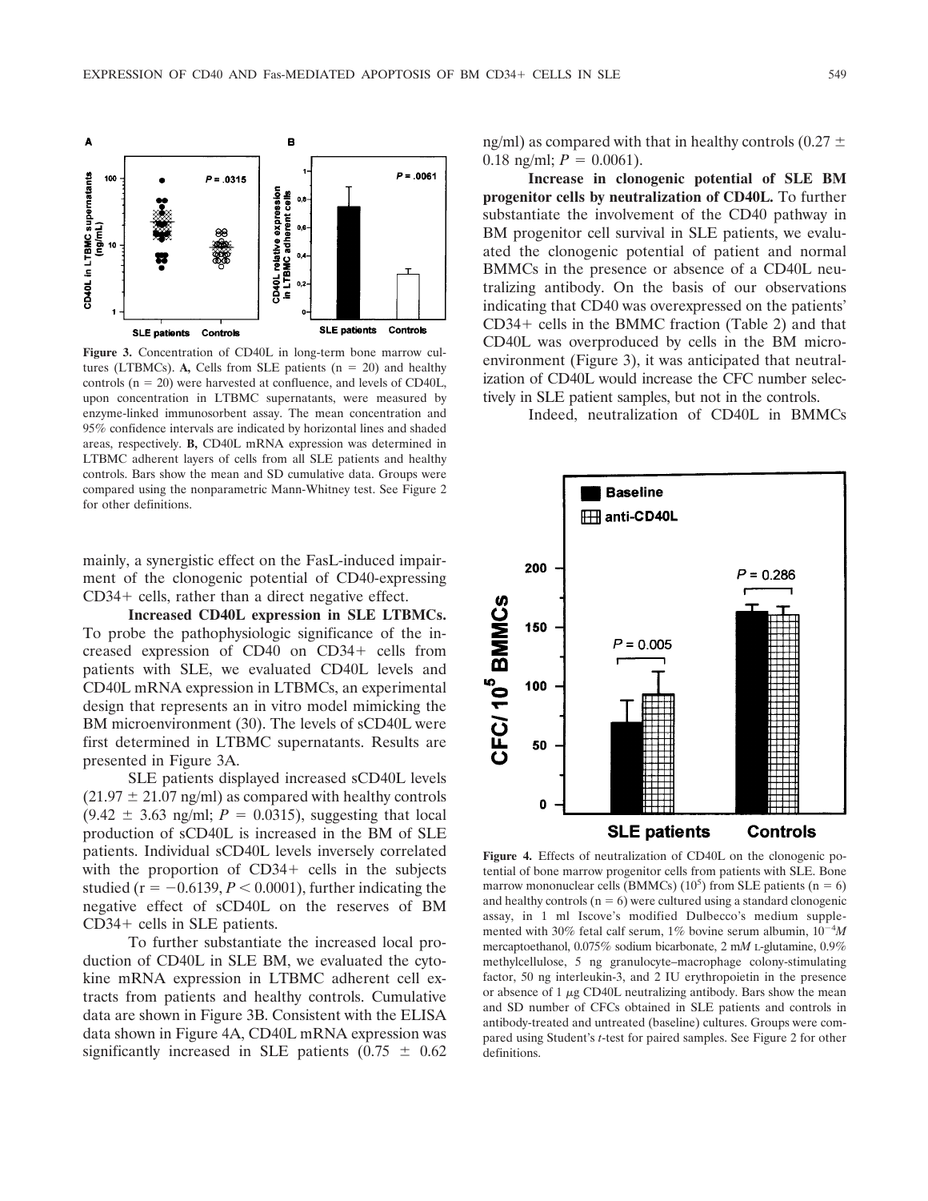**Figure 3.** Concentration of CD40L in long-term bone marrow cultures (LTBMCs). **A,** Cells from SLE patients (n = 20) and healthy controls (n = 20) were harvested at confluence, and levels of CD40L, upon concentration in LTBMC supernatants, were measured by enzyme-linked immunosorbent assay. The mean concentration and 95% confidence intervals are indicated by horizontal lines and shaded areas, respectively. **B,** CD40L mRNA expression was determined in LTBMC adherent layers of cells from all SLE patients and healthy controls. Bars show the mean and SD cumulative data. Groups were compared using the nonparametric Mann-Whitney test. See Figure 2 for other definitions.

mainly, a synergistic effect on the FasL-induced impairment of the clonogenic potential of CD40-expressing CD34+ cells, rather than a direct negative effect.

**Increased CD40L expression in SLE LTBMCs.** To probe the pathophysiologic significance of the increased expression of CD40 on CD34+ cells from patients with SLE, we evaluated CD40L levels and CD40L mRNA expression in LTBMCs, an experimental design that represents an in vitro model mimicking the BM microenvironment (30). The levels of sCD40L were first determined in LTBMC supernatants. Results are presented in Figure 3A.

SLE patients displayed increased sCD40L levels (21.97 ± 21.07 ng/ml) as compared with healthy controls (9.42 ± 3.63 ng/ml; $P = 0.0315$), suggesting that local production of sCD40L is increased in the BM of SLE patients. Individual sCD40L levels inversely correlated with the proportion of CD34+ cells in the subjects studied ($r = -0.6139$, $P < 0.0001$), further indicating the negative effect of sCD40L on the reserves of BM CD34+ cells in SLE patients.

To further substantiate the increased local production of CD40L in SLE BM, we evaluated the cytokine mRNA expression in LTBMC adherent cell extracts from patients and healthy controls. Cumulative data are shown in Figure 3B. Consistent with the ELISA data shown in Figure 4A, CD40L mRNA expression was significantly increased in SLE patients (0.75 ± 0.62 ng/ml) as compared with that in healthy controls (0.27 ± 0.18 ng/ml; $P = 0.0061$).

**Increase in clonogenic potential of SLE BM progenitor cells by neutralization of CD40L.** To further substantiate the involvement of the CD40 pathway in BM progenitor cell survival in SLE patients, we evaluated the clonogenic potential of patient and normal BMMCs in the presence or absence of a CD40L neutralizing antibody. On the basis of our observations indicating that CD40 was overexpressed on the patients' CD34+ cells in the BMMC fraction (Table 2) and that CD40L was overproduced by cells in the BM microenvironment (Figure 3), it was anticipated that neutralization of CD40L would increase the CFC number selectively in SLE patient samples, but not in the controls.

Indeed, neutralization of CD40L in BMMCs

**Figure 4.** Effects of neutralization of CD40L on the clonogenic potential of bone marrow progenitor cells from patients with SLE. Bone marrow mononuclear cells (BMMCs) ($10^5$) from SLE patients (n = 6) and healthy controls (n = 6) were cultured using a standard clonogenic assay, in 1 ml Iscove's modified Dulbecco's medium supplemented with 30% fetal calf serum, 1% bovine serum albumin, $10^{-4}M$ mercaptoethanol, 0.075% sodium bicarbonate, 2 m*M* L-glutamine, 0.9% methylcellulose, 5 ng granulocyte–macrophage colony-stimulating factor, 50 ng interleukin-3, and 2 IU erythropoietin in the presence or absence of 1 μg CD40L neutralizing antibody. Bars show the mean and SD number of CFCs obtained in SLE patients and controls in antibody-treated and untreated (baseline) cultures. Groups were compared using Student's *t*-test for paired samples. See Figure 2 for other definitions.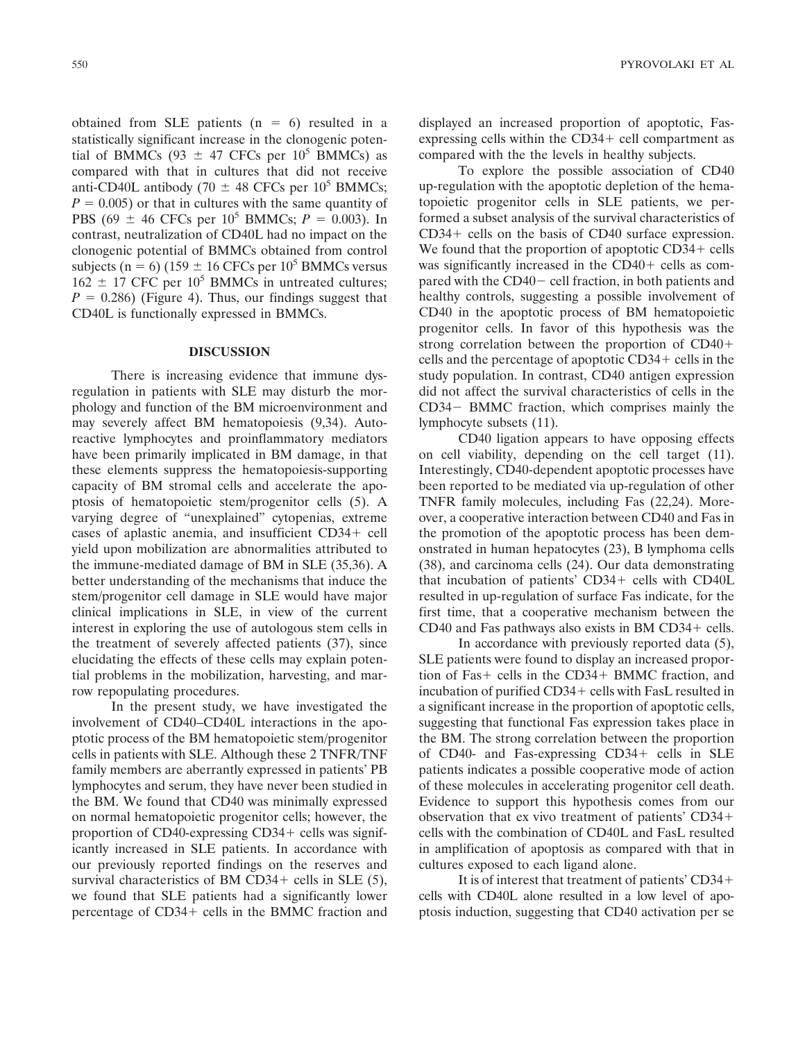obtained from SLE patients ($n = 6$) resulted in a statistically significant increase in the clonogenic potential of BMMCs ($93 \pm 47$ CFCs per $10^5$ BMMCs) as compared with that in cultures that did not receive anti-CD40L antibody ($70 \pm 48$ CFCs per $10^5$ BMMCs; $P = 0.005$) or that in cultures with the same quantity of PBS ($69 \pm 46$ CFCs per $10^5$ BMMCs; $P = 0.003$). In contrast, neutralization of CD40L had no impact on the clonogenic potential of BMMCs obtained from control subjects ($n = 6$) ($159 \pm 16$ CFCs per $10^5$ BMMCs versus $162 \pm 17$ CFC per $10^5$ BMMCs in untreated cultures; $P = 0.286$) (Figure 4). Thus, our findings suggest that CD40L is functionally expressed in BMMCs.

## DISCUSSION

There is increasing evidence that immune dysregulation in patients with SLE may disturb the morphology and function of the BM microenvironment and may severely affect BM hematopoiesis (9,34). Autoreactive lymphocytes and proinflammatory mediators have been primarily implicated in BM damage, in that these elements suppress the hematopoiesis-supporting capacity of BM stromal cells and accelerate the apoptosis of hematopoietic stem/progenitor cells (5). A varying degree of "unexplained" cytopenias, extreme cases of aplastic anemia, and insufficient CD34+ cell yield upon mobilization are abnormalities attributed to the immune-mediated damage of BM in SLE (35,36). A better understanding of the mechanisms that induce the stem/progenitor cell damage in SLE would have major clinical implications in SLE, in view of the current interest in exploring the use of autologous stem cells in the treatment of severely affected patients (37), since elucidating the effects of these cells may explain potential problems in the mobilization, harvesting, and marrow repopulating procedures.

In the present study, we have investigated the involvement of CD40–CD40L interactions in the apoptotic process of the BM hematopoietic stem/progenitor cells in patients with SLE. Although these 2 TNFR/TNF family members are aberrantly expressed in patients' PB lymphocytes and serum, they have never been studied in the BM. We found that CD40 was minimally expressed on normal hematopoietic progenitor cells; however, the proportion of CD40-expressing CD34+ cells was significantly increased in SLE patients. In accordance with our previously reported findings on the reserves and survival characteristics of BM CD34+ cells in SLE (5), we found that SLE patients had a significantly lower percentage of CD34+ cells in the BMMC fraction and displayed an increased proportion of apoptotic, Fas-expressing cells within the CD34+ cell compartment as compared with the the levels in healthy subjects.

To explore the possible association of CD40 up-regulation with the apoptotic depletion of the hematopoietic progenitor cells in SLE patients, we performed a subset analysis of the survival characteristics of CD34+ cells on the basis of CD40 surface expression. We found that the proportion of apoptotic CD34+ cells was significantly increased in the CD40+ cells as compared with the CD40− cell fraction, in both patients and healthy controls, suggesting a possible involvement of CD40 in the apoptotic process of BM hematopoietic progenitor cells. In favor of this hypothesis was the strong correlation between the proportion of CD40+ cells and the percentage of apoptotic CD34+ cells in the study population. In contrast, CD40 antigen expression did not affect the survival characteristics of cells in the CD34− BMMC fraction, which comprises mainly the lymphocyte subsets (11).

CD40 ligation appears to have opposing effects on cell viability, depending on the cell target (11). Interestingly, CD40-dependent apoptotic processes have been reported to be mediated via up-regulation of other TNFR family molecules, including Fas (22,24). Moreover, a cooperative interaction between CD40 and Fas in the promotion of the apoptotic process has been demonstrated in human hepatocytes (23), B lymphoma cells (38), and carcinoma cells (24). Our data demonstrating that incubation of patients' CD34+ cells with CD40L resulted in up-regulation of surface Fas indicate, for the first time, that a cooperative mechanism between the CD40 and Fas pathways also exists in BM CD34+ cells.

In accordance with previously reported data (5), SLE patients were found to display an increased proportion of Fas+ cells in the CD34+ BMMC fraction, and incubation of purified CD34+ cells with FasL resulted in a significant increase in the proportion of apoptotic cells, suggesting that functional Fas expression takes place in the BM. The strong correlation between the proportion of CD40- and Fas-expressing CD34+ cells in SLE patients indicates a possible cooperative mode of action of these molecules in accelerating progenitor cell death. Evidence to support this hypothesis comes from our observation that ex vivo treatment of patients' CD34+ cells with the combination of CD40L and FasL resulted in amplification of apoptosis as compared with that in cultures exposed to each ligand alone.

It is of interest that treatment of patients' CD34+ cells with CD40L alone resulted in a low level of apoptosis induction, suggesting that CD40 activation per se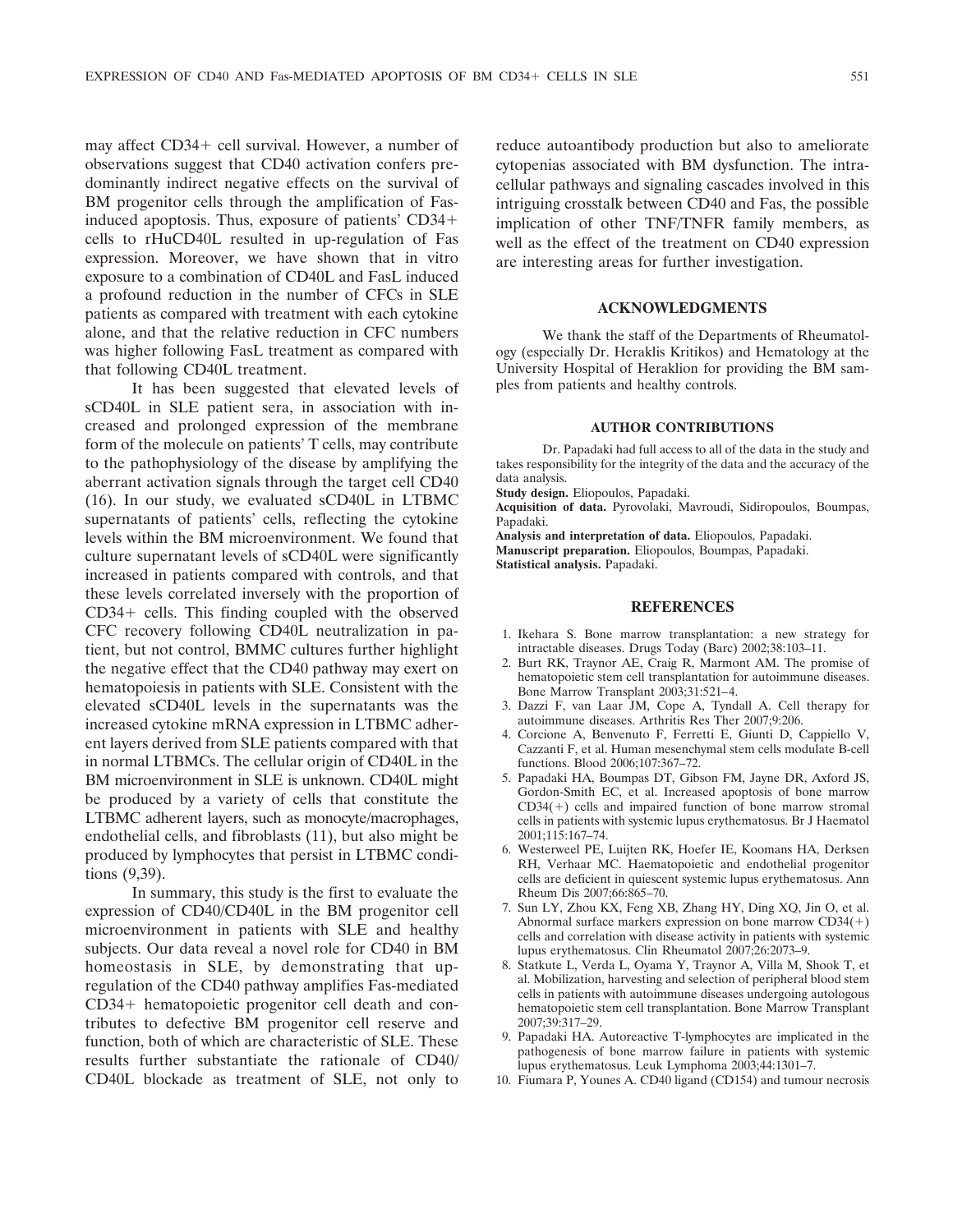may affect CD34+ cell survival. However, a number of observations suggest that CD40 activation confers predominantly indirect negative effects on the survival of BM progenitor cells through the amplification of Fas-induced apoptosis. Thus, exposure of patients' CD34+ cells to rHuCD40L resulted in up-regulation of Fas expression. Moreover, we have shown that in vitro exposure to a combination of CD40L and FasL induced a profound reduction in the number of CFCs in SLE patients as compared with treatment with each cytokine alone, and that the relative reduction in CFC numbers was higher following FasL treatment as compared with that following CD40L treatment.

It has been suggested that elevated levels of sCD40L in SLE patient sera, in association with increased and prolonged expression of the membrane form of the molecule on patients' T cells, may contribute to the pathophysiology of the disease by amplifying the aberrant activation signals through the target cell CD40 (16). In our study, we evaluated sCD40L in LTBMC supernatants of patients' cells, reflecting the cytokine levels within the BM microenvironment. We found that culture supernatant levels of sCD40L were significantly increased in patients compared with controls, and that these levels correlated inversely with the proportion of CD34+ cells. This finding coupled with the observed CFC recovery following CD40L neutralization in patient, but not control, BMMC cultures further highlight the negative effect that the CD40 pathway may exert on hematopoiesis in patients with SLE. Consistent with the elevated sCD40L levels in the supernatants was the increased cytokine mRNA expression in LTBMC adherent layers derived from SLE patients compared with that in normal LTBMCs. The cellular origin of CD40L in the BM microenvironment in SLE is unknown. CD40L might be produced by a variety of cells that constitute the LTBMC adherent layers, such as monocyte/macrophages, endothelial cells, and fibroblasts (11), but also might be produced by lymphocytes that persist in LTBMC conditions (9,39).

In summary, this study is the first to evaluate the expression of CD40/CD40L in the BM progenitor cell microenvironment in patients with SLE and healthy subjects. Our data reveal a novel role for CD40 in BM homeostasis in SLE, by demonstrating that up-regulation of the CD40 pathway amplifies Fas-mediated CD34+ hematopoietic progenitor cell death and contributes to defective BM progenitor cell reserve and function, both of which are characteristic of SLE. These results further substantiate the rationale of CD40/CD40L blockade as treatment of SLE, not only to reduce autoantibody production but also to ameliorate cytopenias associated with BM dysfunction. The intracellular pathways and signaling cascades involved in this intriguing crosstalk between CD40 and Fas, the possible implication of other TNF/TNFR family members, as well as the effect of the treatment on CD40 expression are interesting areas for further investigation.

## ACKNOWLEDGMENTS

We thank the staff of the Departments of Rheumatology (especially Dr. Heraklis Kritikos) and Hematology at the University Hospital of Heraklion for providing the BM samples from patients and healthy controls.

## AUTHOR CONTRIBUTIONS

Dr. Papadaki had full access to all of the data in the study and takes responsibility for the integrity of the data and the accuracy of the data analysis.

**Study design.** Eliopoulos, Papadaki.

**Acquisition of data.** Pyrovolaki, Mavroudi, Sidiropoulos, Boumpas, Papadaki.

**Analysis and interpretation of data.** Eliopoulos, Papadaki.

**Manuscript preparation.** Eliopoulos, Boumpas, Papadaki.

**Statistical analysis.** Papadaki.

## REFERENCES

1. Ikehara S. Bone marrow transplantation: a new strategy for intractable diseases. Drugs Today (Barc) 2002;38:103–11.
2. Burt RK, Traynor AE, Craig R, Marmont AM. The promise of hematopoietic stem cell transplantation for autoimmune diseases. Bone Marrow Transplant 2003;31:521–4.
3. Dazzi F, van Laar JM, Cope A, Tyndall A. Cell therapy for autoimmune diseases. Arthritis Res Ther 2007;9:206.
4. Corcione A, Benvenuto F, Ferretti E, Giunti D, Cappiello V, Cazzanti F, et al. Human mesenchymal stem cells modulate B-cell functions. Blood 2006;107:367–72.
5. Papadaki HA, Boumpas DT, Gibson FM, Jayne DR, Axford JS, Gordon-Smith EC, et al. Increased apoptosis of bone marrow CD34(+) cells and impaired function of bone marrow stromal cells in patients with systemic lupus erythematosus. Br J Haematol 2001;115:167–74.
6. Westerweel PE, Luijten RK, Hoefer IE, Koomans HA, Derksen RH, Verhaar MC. Haematopoietic and endothelial progenitor cells are deficient in quiescent systemic lupus erythematosus. Ann Rheum Dis 2007;66:865–70.
7. Sun LY, Zhou KX, Feng XB, Zhang HY, Ding XQ, Jin O, et al. Abnormal surface markers expression on bone marrow CD34(+) cells and correlation with disease activity in patients with systemic lupus erythematosus. Clin Rheumatol 2007;26:2073–9.
8. Statkute L, Verda L, Oyama Y, Traynor A, Villa M, Shook T, et al. Mobilization, harvesting and selection of peripheral blood stem cells in patients with autoimmune diseases undergoing autologous hematopoietic stem cell transplantation. Bone Marrow Transplant 2007;39:317–29.
9. Papadaki HA. Autoreactive T-lymphocytes are implicated in the pathogenesis of bone marrow failure in patients with systemic lupus erythematosus. Leuk Lymphoma 2003;44:1301–7.
10. Fiumara P, Younes A. CD40 ligand (CD154) and tumour necrosis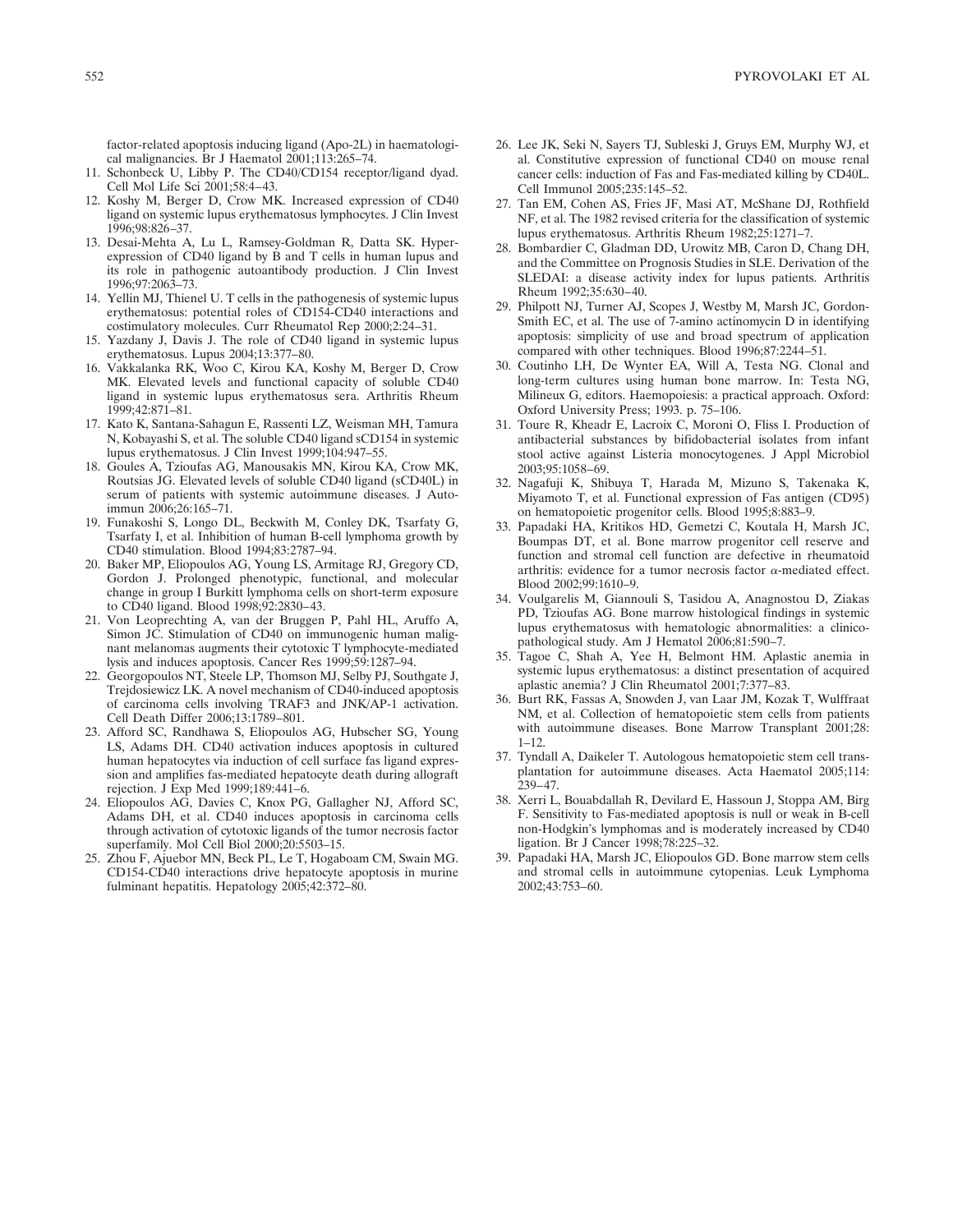factor-related apoptosis inducing ligand (Apo-2L) in haematological malignancies. Br J Haematol 2001;113:265–74.

11. Schonbeck U, Libby P. The CD40/CD154 receptor/ligand dyad. Cell Mol Life Sci 2001;58:4–43.
12. Koshy M, Berger D, Crow MK. Increased expression of CD40 ligand on systemic lupus erythematosus lymphocytes. J Clin Invest 1996;98:826–37.
13. Desai-Mehta A, Lu L, Ramsey-Goldman R, Datta SK. Hyperexpression of CD40 ligand by B and T cells in human lupus and its role in pathogenic autoantibody production. J Clin Invest 1996;97:2063–73.
14. Yellin MJ, Thienel U. T cells in the pathogenesis of systemic lupus erythematosus: potential roles of CD154-CD40 interactions and costimulatory molecules. Curr Rheumatol Rep 2000;2:24–31.
15. Yazdany J, Davis J. The role of CD40 ligand in systemic lupus erythematosus. Lupus 2004;13:377–80.
16. Vakkalanka RK, Woo C, Kirou KA, Koshy M, Berger D, Crow MK. Elevated levels and functional capacity of soluble CD40 ligand in systemic lupus erythematosus sera. Arthritis Rheum 1999;42:871–81.
17. Kato K, Santana-Sahagun E, Rassenti LZ, Weisman MH, Tamura N, Kobayashi S, et al. The soluble CD40 ligand sCD154 in systemic lupus erythematosus. J Clin Invest 1999;104:947–55.
18. Goules A, Tzioufas AG, Manousakis MN, Kirou KA, Crow MK, Routsias JG. Elevated levels of soluble CD40 ligand (sCD40L) in serum of patients with systemic autoimmune diseases. J Autoimmun 2006;26:165–71.
19. Funakoshi S, Longo DL, Beckwith M, Conley DK, Tsarfaty G, Tsarfaty I, et al. Inhibition of human B-cell lymphoma growth by CD40 stimulation. Blood 1994;83:2787–94.
20. Baker MP, Eliopoulos AG, Young LS, Armitage RJ, Gregory CD, Gordon J. Prolonged phenotypic, functional, and molecular change in group I Burkitt lymphoma cells on short-term exposure to CD40 ligand. Blood 1998;92:2830–43.
21. Von Leoprechting A, van der Bruggen P, Pahl HL, Aruffo A, Simon JC. Stimulation of CD40 on immunogenic human malignant melanomas augments their cytotoxic T lymphocyte-mediated lysis and induces apoptosis. Cancer Res 1999;59:1287–94.
22. Georgopoulos NT, Steele LP, Thomson MJ, Selby PJ, Southgate J, Trejdosiewicz LK. A novel mechanism of CD40-induced apoptosis of carcinoma cells involving TRAF3 and JNK/AP-1 activation. Cell Death Differ 2006;13:1789–801.
23. Afford SC, Randhawa S, Eliopoulos AG, Hubscher SG, Young LS, Adams DH. CD40 activation induces apoptosis in cultured human hepatocytes via induction of cell surface fas ligand expression and amplifies fas-mediated hepatocyte death during allograft rejection. J Exp Med 1999;189:441–6.
24. Eliopoulos AG, Davies C, Knox PG, Gallagher NJ, Afford SC, Adams DH, et al. CD40 induces apoptosis in carcinoma cells through activation of cytotoxic ligands of the tumor necrosis factor superfamily. Mol Cell Biol 2000;20:5503–15.
25. Zhou F, Ajuebor MN, Beck PL, Le T, Hogaboam CM, Swain MG. CD154-CD40 interactions drive hepatocyte apoptosis in murine fulminant hepatitis. Hepatology 2005;42:372–80.
26. Lee JK, Seki N, Sayers TJ, Subleski J, Gruys EM, Murphy WJ, et al. Constitutive expression of functional CD40 on mouse renal cancer cells: induction of Fas and Fas-mediated killing by CD40L. Cell Immunol 2005;235:145–52.
27. Tan EM, Cohen AS, Fries JF, Masi AT, McShane DJ, Rothfield NF, et al. The 1982 revised criteria for the classification of systemic lupus erythematosus. Arthritis Rheum 1982;25:1271–7.
28. Bombardier C, Gladman DD, Urowitz MB, Caron D, Chang DH, and the Committee on Prognosis Studies in SLE. Derivation of the SLEDAI: a disease activity index for lupus patients. Arthritis Rheum 1992;35:630–40.
29. Philpott NJ, Turner AJ, Scopes J, Westby M, Marsh JC, Gordon-Smith EC, et al. The use of 7-amino actinomycin D in identifying apoptosis: simplicity of use and broad spectrum of application compared with other techniques. Blood 1996;87:2244–51.
30. Coutinho LH, De Wynter EA, Will A, Testa NG. Clonal and long-term cultures using human bone marrow. In: Testa NG, Milineux G, editors. Haemopoiesis: a practical approach. Oxford: Oxford University Press; 1993. p. 75–106.
31. Toure R, Kheadr E, Lacroix C, Moroni O, Fliss I. Production of antibacterial substances by bifidobacterial isolates from infant stool active against Listeria monocytogenes. J Appl Microbiol 2003;95:1058–69.
32. Nagafuji K, Shibuya T, Harada M, Mizuno S, Takenaka K, Miyamoto T, et al. Functional expression of Fas antigen (CD95) on hematopoietic progenitor cells. Blood 1995;8:883–9.
33. Papadaki HA, Kritikos HD, Gemetzi C, Koutala H, Marsh JC, Boumpas DT, et al. Bone marrow progenitor cell reserve and function and stromal cell function are defective in rheumatoid arthritis: evidence for a tumor necrosis factor $\alpha$-mediated effect. Blood 2002;99:1610–9.
34. Voulgarelis M, Giannouli S, Tasidou A, Anagnostou D, Ziakas PD, Tzioufas AG. Bone marrow histological findings in systemic lupus erythematosus with hematologic abnormalities: a clinicopathological study. Am J Hematol 2006;81:590–7.
35. Tagoe C, Shah A, Yee H, Belmont HM. Aplastic anemia in systemic lupus erythematosus: a distinct presentation of acquired aplastic anemia? J Clin Rheumatol 2001;7:377–83.
36. Burt RK, Fassas A, Snowden J, van Laar JM, Kozak T, Wulffraat NM, et al. Collection of hematopoietic stem cells from patients with autoimmune diseases. Bone Marrow Transplant 2001;28: 1–12.
37. Tyndall A, Daikeler T. Autologous hematopoietic stem cell transplantation for autoimmune diseases. Acta Haematol 2005;114: 239–47.
38. Xerri L, Bouabdallah R, Devilard E, Hassoun J, Stoppa AM, Birg F. Sensitivity to Fas-mediated apoptosis is null or weak in B-cell non-Hodgkin's lymphomas and is moderately increased by CD40 ligation. Br J Cancer 1998;78:225–32.
39. Papadaki HA, Marsh JC, Eliopoulos GD. Bone marrow stem cells and stromal cells in autoimmune cytopenias. Leuk Lymphoma 2002;43:753–60.